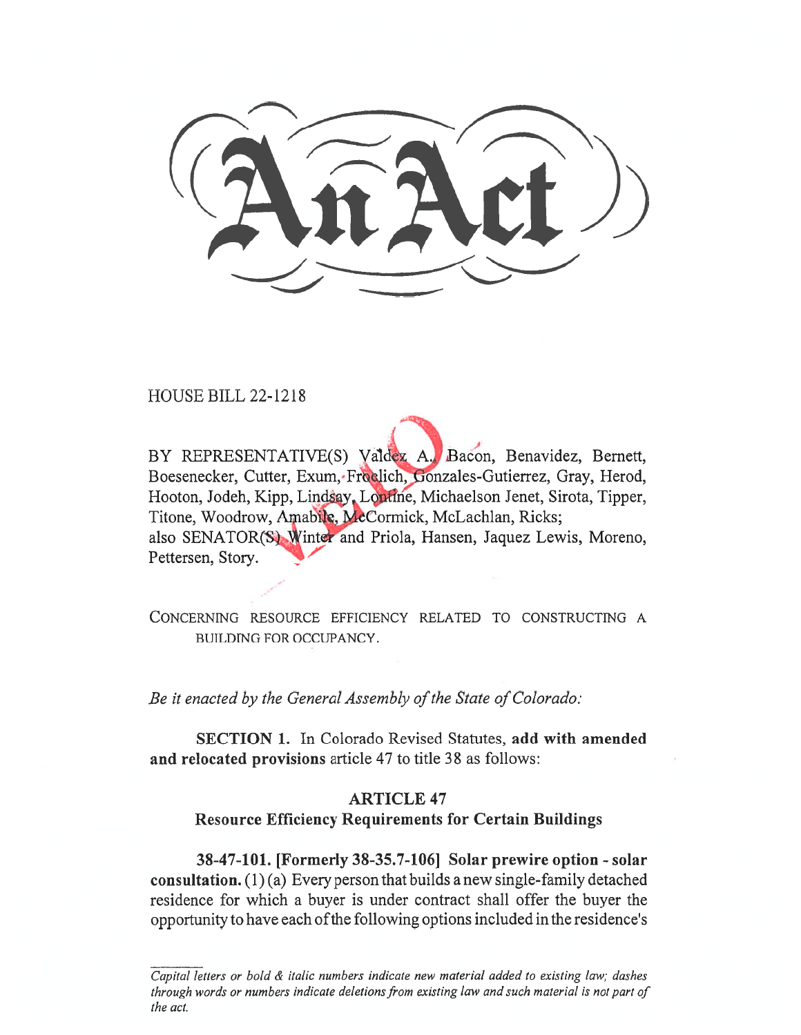# An Act

HOUSE BILL 22-1218

BY REPRESENTATIVE(S) Valdez A., Bacon, Benavidez, Bernett, Boesenecker, Cutter, Exum, Froelich, Gonzales-Gutierrez, Gray, Herod, Hooton, Jodeh, Kipp, Lindsay, Lontine, Michaelson Jenet, Sirota, Tipper, Titone, Woodrow, Amabile, McCormick, McLachlan, Ricks;
also SENATOR(S) Winter and Priola, Hansen, Jaquez Lewis, Moreno, Pettersen, Story.

CONCERNING RESOURCE EFFICIENCY RELATED TO CONSTRUCTING A BUILDING FOR OCCUPANCY.

*Be it enacted by the General Assembly of the State of Colorado:*

**SECTION 1.** In Colorado Revised Statutes, **add with amended and relocated provisions** article 47 to title 38 as follows:

## ARTICLE 47
## Resource Efficiency Requirements for Certain Buildings

**38-47-101. [Formerly 38-35.7-106] Solar prewire option - solar consultation.** (1) (a) Every person that builds a new single-family detached residence for which a buyer is under contract shall offer the buyer the opportunity to have each of the following options included in the residence's

*Capital letters or bold & italic numbers indicate new material added to existing law; dashes through words or numbers indicate deletions from existing law and such material is not part of the act.*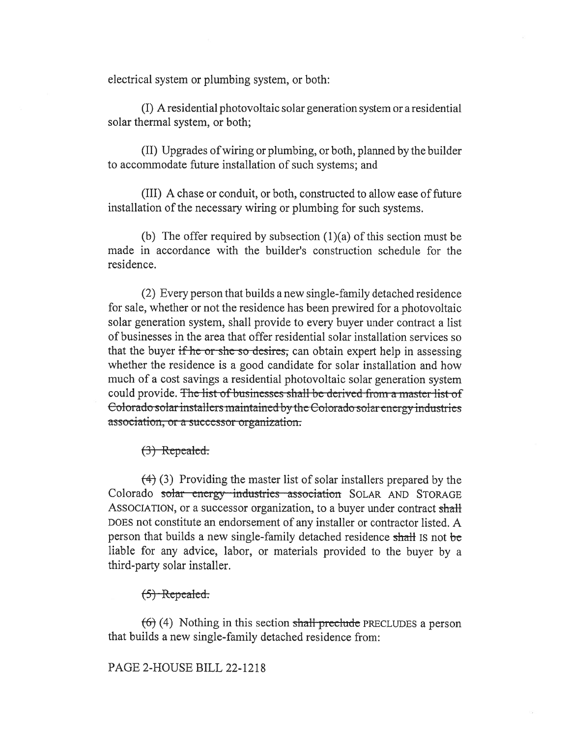electrical system or plumbing system, or both:

(I) A residential photovoltaic solar generation system or a residential solar thermal system, or both;

(II) Upgrades of wiring or plumbing, or both, planned by the builder to accommodate future installation of such systems; and

(III) A chase or conduit, or both, constructed to allow ease of future installation of the necessary wiring or plumbing for such systems.

(b) The offer required by subsection (1)(a) of this section must be made in accordance with the builder's construction schedule for the residence.

(2) Every person that builds a new single-family detached residence for sale, whether or not the residence has been prewired for a photovoltaic solar generation system, shall provide to every buyer under contract a list of businesses in the area that offer residential solar installation services so that the buyer ~~if he or she so desires,~~ can obtain expert help in assessing whether the residence is a good candidate for solar installation and how much of a cost savings a residential photovoltaic solar generation system could provide. ~~The list of businesses shall be derived from a master list of Colorado solar installers maintained by the Colorado solar energy industries association, or a successor organization.~~

~~(3) Repealed.~~

~~(4)~~ (3) Providing the master list of solar installers prepared by the Colorado ~~solar energy industries association~~ SOLAR AND STORAGE ASSOCIATION, or a successor organization, to a buyer under contract ~~shall~~ DOES not constitute an endorsement of any installer or contractor listed. A person that builds a new single-family detached residence ~~shall~~ IS not ~~be~~ liable for any advice, labor, or materials provided to the buyer by a third-party solar installer.

~~(5) Repealed.~~

~~(6)~~ (4) Nothing in this section ~~shall preclude~~ PRECLUDES a person that builds a new single-family detached residence from:

PAGE 2-HOUSE BILL 22-1218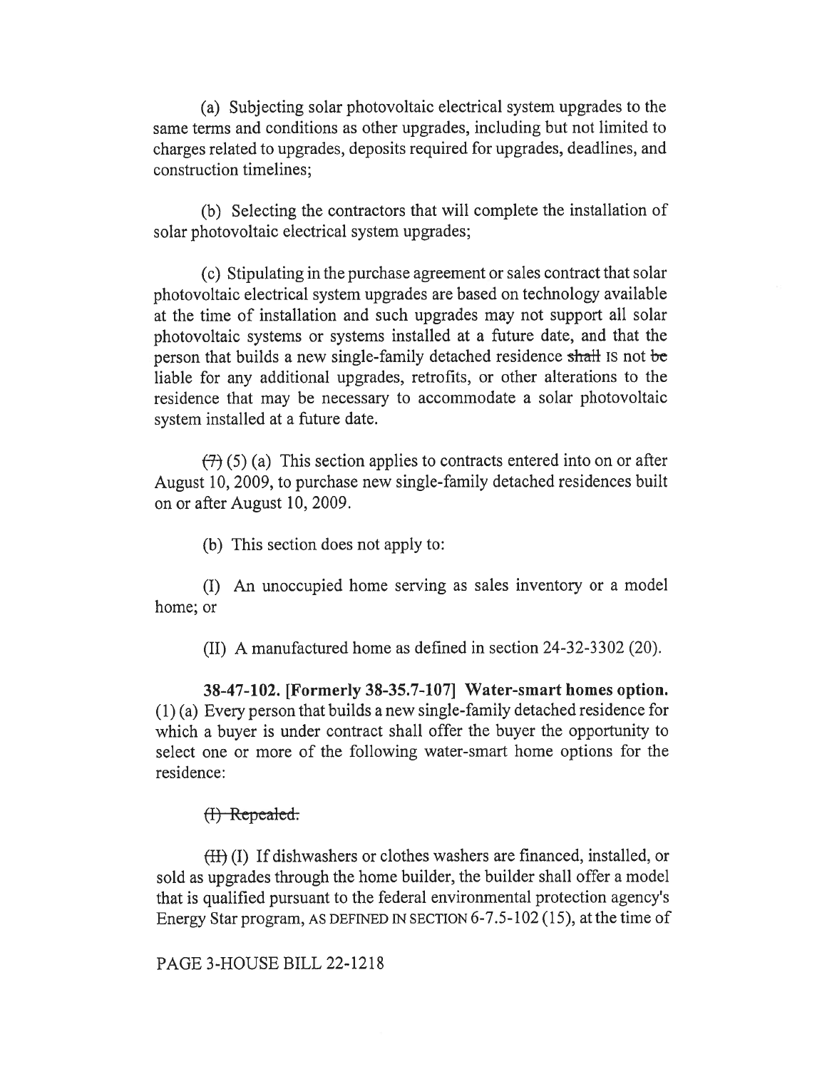(a) Subjecting solar photovoltaic electrical system upgrades to the same terms and conditions as other upgrades, including but not limited to charges related to upgrades, deposits required for upgrades, deadlines, and construction timelines;

(b) Selecting the contractors that will complete the installation of solar photovoltaic electrical system upgrades;

(c) Stipulating in the purchase agreement or sales contract that solar photovoltaic electrical system upgrades are based on technology available at the time of installation and such upgrades may not support all solar photovoltaic systems or systems installed at a future date, and that the person that builds a new single-family detached residence ~~shall~~ IS not ~~be~~ liable for any additional upgrades, retrofits, or other alterations to the residence that may be necessary to accommodate a solar photovoltaic system installed at a future date.

~~(7)~~ (5) (a) This section applies to contracts entered into on or after August 10, 2009, to purchase new single-family detached residences built on or after August 10, 2009.

(b) This section does not apply to:

(I) An unoccupied home serving as sales inventory or a model home; or

(II) A manufactured home as defined in section 24-32-3302 (20).

**38-47-102. [Formerly 38-35.7-107] Water-smart homes option.** (1) (a) Every person that builds a new single-family detached residence for which a buyer is under contract shall offer the buyer the opportunity to select one or more of the following water-smart home options for the residence:

~~(I) Repealed.~~

~~(II)~~ (I) If dishwashers or clothes washers are financed, installed, or sold as upgrades through the home builder, the builder shall offer a model that is qualified pursuant to the federal environmental protection agency's Energy Star program, AS DEFINED IN SECTION 6-7.5-102 (15), at the time of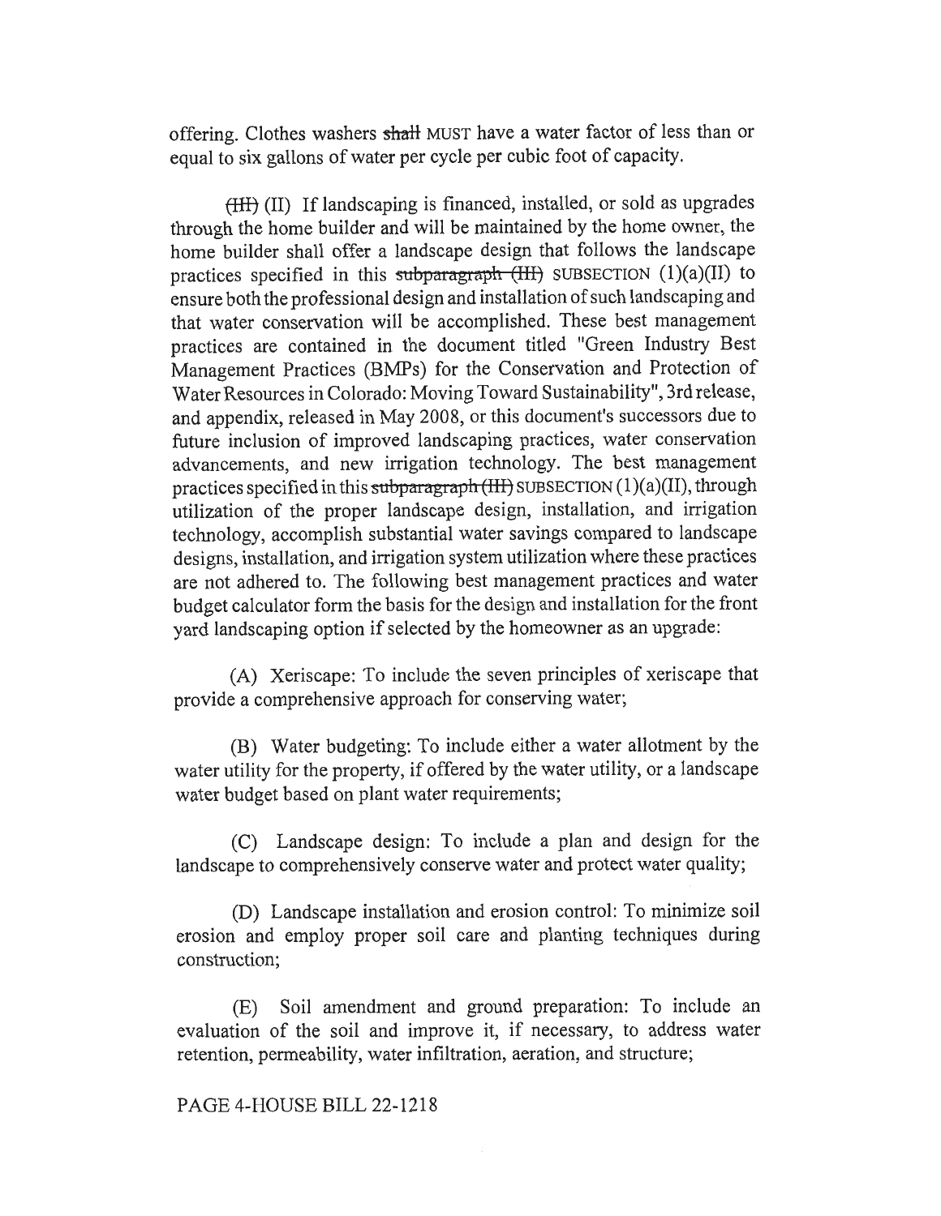offering. Clothes washers ~~shall~~ MUST have a water factor of less than or equal to six gallons of water per cycle per cubic foot of capacity.

~~(III)~~ (II) If landscaping is financed, installed, or sold as upgrades through the home builder and will be maintained by the home owner, the home builder shall offer a landscape design that follows the landscape practices specified in this ~~subparagraph (III)~~ SUBSECTION (1)(a)(II) to ensure both the professional design and installation of such landscaping and that water conservation will be accomplished. These best management practices are contained in the document titled "Green Industry Best Management Practices (BMPs) for the Conservation and Protection of Water Resources in Colorado: Moving Toward Sustainability", 3rd release, and appendix, released in May 2008, or this document's successors due to future inclusion of improved landscaping practices, water conservation advancements, and new irrigation technology. The best management practices specified in this ~~subparagraph (III)~~ SUBSECTION (1)(a)(II), through utilization of the proper landscape design, installation, and irrigation technology, accomplish substantial water savings compared to landscape designs, installation, and irrigation system utilization where these practices are not adhered to. The following best management practices and water budget calculator form the basis for the design and installation for the front yard landscaping option if selected by the homeowner as an upgrade:

(A) Xeriscape: To include the seven principles of xeriscape that provide a comprehensive approach for conserving water;

(B) Water budgeting: To include either a water allotment by the water utility for the property, if offered by the water utility, or a landscape water budget based on plant water requirements;

(C) Landscape design: To include a plan and design for the landscape to comprehensively conserve water and protect water quality;

(D) Landscape installation and erosion control: To minimize soil erosion and employ proper soil care and planting techniques during construction;

(E) Soil amendment and ground preparation: To include an evaluation of the soil and improve it, if necessary, to address water retention, permeability, water infiltration, aeration, and structure;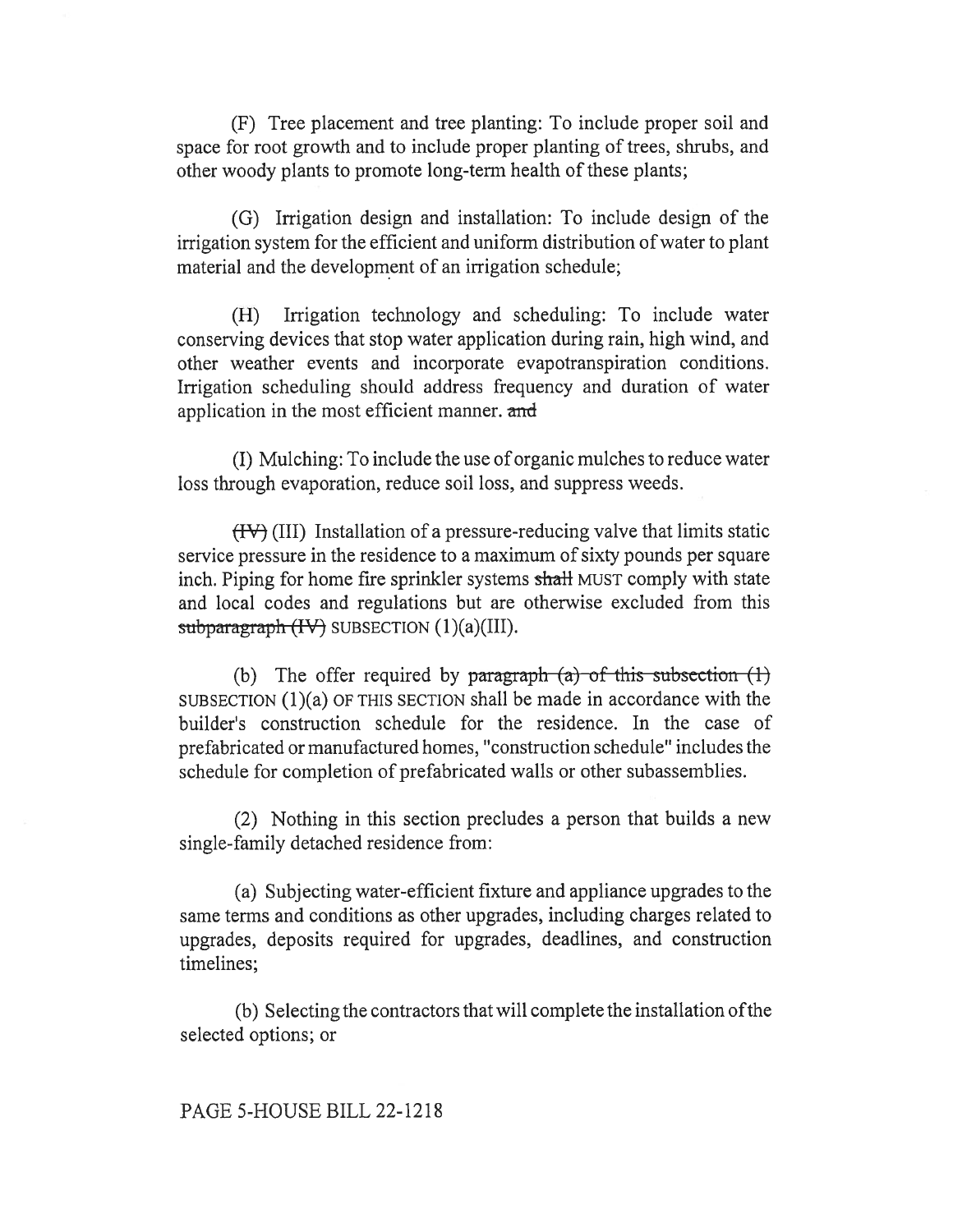(F) Tree placement and tree planting: To include proper soil and space for root growth and to include proper planting of trees, shrubs, and other woody plants to promote long-term health of these plants;

(G) Irrigation design and installation: To include design of the irrigation system for the efficient and uniform distribution of water to plant material and the development of an irrigation schedule;

(H) Irrigation technology and scheduling: To include water conserving devices that stop water application during rain, high wind, and other weather events and incorporate evapotranspiration conditions. Irrigation scheduling should address frequency and duration of water application in the most efficient manner. ~~and~~

(I) Mulching: To include the use of organic mulches to reduce water loss through evaporation, reduce soil loss, and suppress weeds.

~~(IV)~~ (III) Installation of a pressure-reducing valve that limits static service pressure in the residence to a maximum of sixty pounds per square inch. Piping for home fire sprinkler systems ~~shall~~ MUST comply with state and local codes and regulations but are otherwise excluded from this ~~subparagraph (IV)~~ SUBSECTION (1)(a)(III).

(b) The offer required by ~~paragraph (a) of this subsection (1)~~ SUBSECTION (1)(a) OF THIS SECTION shall be made in accordance with the builder's construction schedule for the residence. In the case of prefabricated or manufactured homes, "construction schedule" includes the schedule for completion of prefabricated walls or other subassemblies.

(2) Nothing in this section precludes a person that builds a new single-family detached residence from:

(a) Subjecting water-efficient fixture and appliance upgrades to the same terms and conditions as other upgrades, including charges related to upgrades, deposits required for upgrades, deadlines, and construction timelines;

(b) Selecting the contractors that will complete the installation of the selected options; or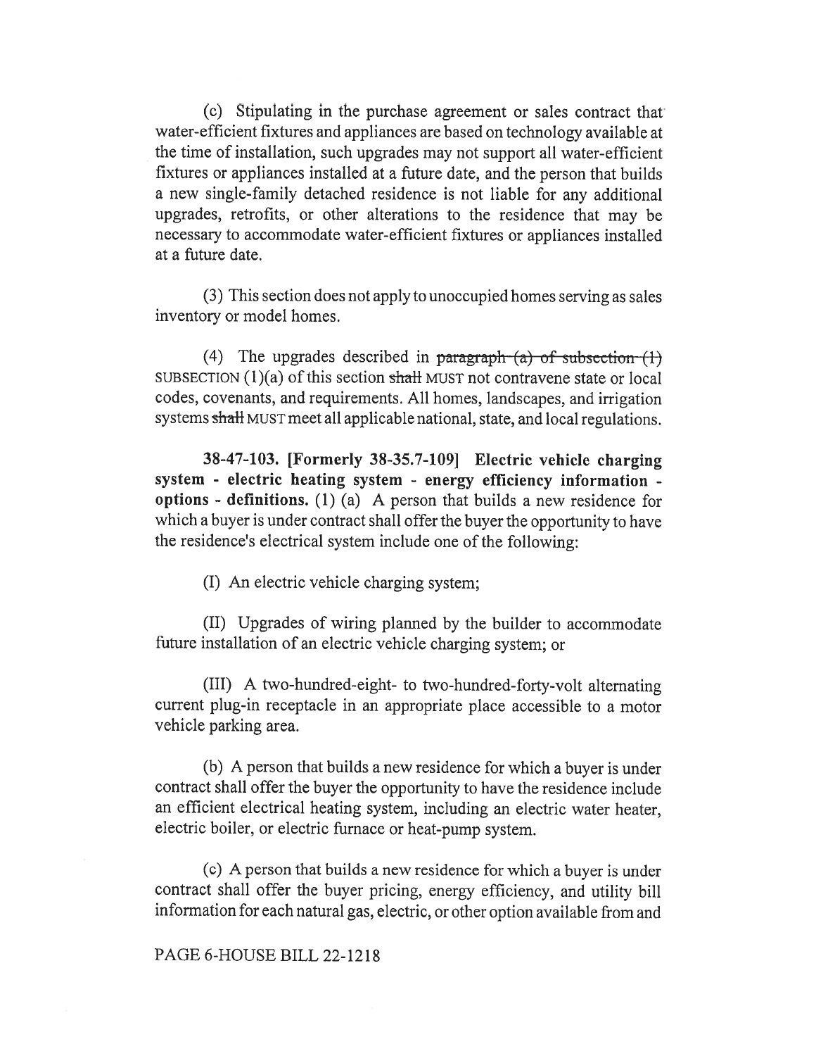(c) Stipulating in the purchase agreement or sales contract that water-efficient fixtures and appliances are based on technology available at the time of installation, such upgrades may not support all water-efficient fixtures or appliances installed at a future date, and the person that builds a new single-family detached residence is not liable for any additional upgrades, retrofits, or other alterations to the residence that may be necessary to accommodate water-efficient fixtures or appliances installed at a future date.

(3) This section does not apply to unoccupied homes serving as sales inventory or model homes.

(4) The upgrades described in ~~paragraph (a) of subsection (1)~~ SUBSECTION (1)(a) of this section ~~shall~~ MUST not contravene state or local codes, covenants, and requirements. All homes, landscapes, and irrigation systems ~~shall~~ MUST meet all applicable national, state, and local regulations.

**38-47-103. [Formerly 38-35.7-109] Electric vehicle charging system - electric heating system - energy efficiency information - options - definitions.** (1) (a) A person that builds a new residence for which a buyer is under contract shall offer the buyer the opportunity to have the residence's electrical system include one of the following:

(I) An electric vehicle charging system;

(II) Upgrades of wiring planned by the builder to accommodate future installation of an electric vehicle charging system; or

(III) A two-hundred-eight- to two-hundred-forty-volt alternating current plug-in receptacle in an appropriate place accessible to a motor vehicle parking area.

(b) A person that builds a new residence for which a buyer is under contract shall offer the buyer the opportunity to have the residence include an efficient electrical heating system, including an electric water heater, electric boiler, or electric furnace or heat-pump system.

(c) A person that builds a new residence for which a buyer is under contract shall offer the buyer pricing, energy efficiency, and utility bill information for each natural gas, electric, or other option available from and

PAGE 6-HOUSE BILL 22-1218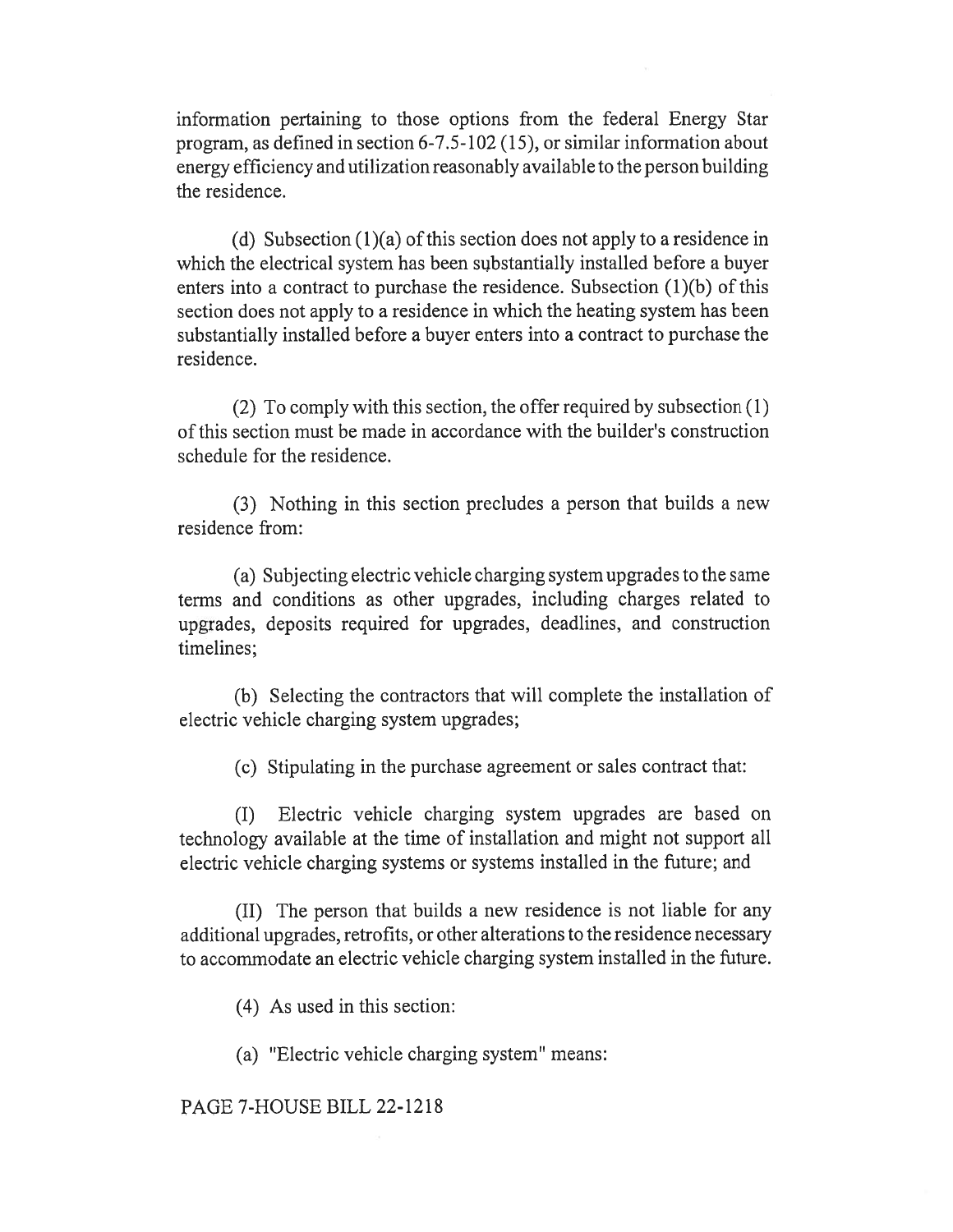information pertaining to those options from the federal Energy Star program, as defined in section 6-7.5-102 (15), or similar information about energy efficiency and utilization reasonably available to the person building the residence.

(d) Subsection (1)(a) of this section does not apply to a residence in which the electrical system has been substantially installed before a buyer enters into a contract to purchase the residence. Subsection (1)(b) of this section does not apply to a residence in which the heating system has been substantially installed before a buyer enters into a contract to purchase the residence.

(2) To comply with this section, the offer required by subsection (1) of this section must be made in accordance with the builder's construction schedule for the residence.

(3) Nothing in this section precludes a person that builds a new residence from:

(a) Subjecting electric vehicle charging system upgrades to the same terms and conditions as other upgrades, including charges related to upgrades, deposits required for upgrades, deadlines, and construction timelines;

(b) Selecting the contractors that will complete the installation of electric vehicle charging system upgrades;

(c) Stipulating in the purchase agreement or sales contract that:

(I) Electric vehicle charging system upgrades are based on technology available at the time of installation and might not support all electric vehicle charging systems or systems installed in the future; and

(II) The person that builds a new residence is not liable for any additional upgrades, retrofits, or other alterations to the residence necessary to accommodate an electric vehicle charging system installed in the future.

(4) As used in this section:

(a) "Electric vehicle charging system" means:

PAGE 7-HOUSE BILL 22-1218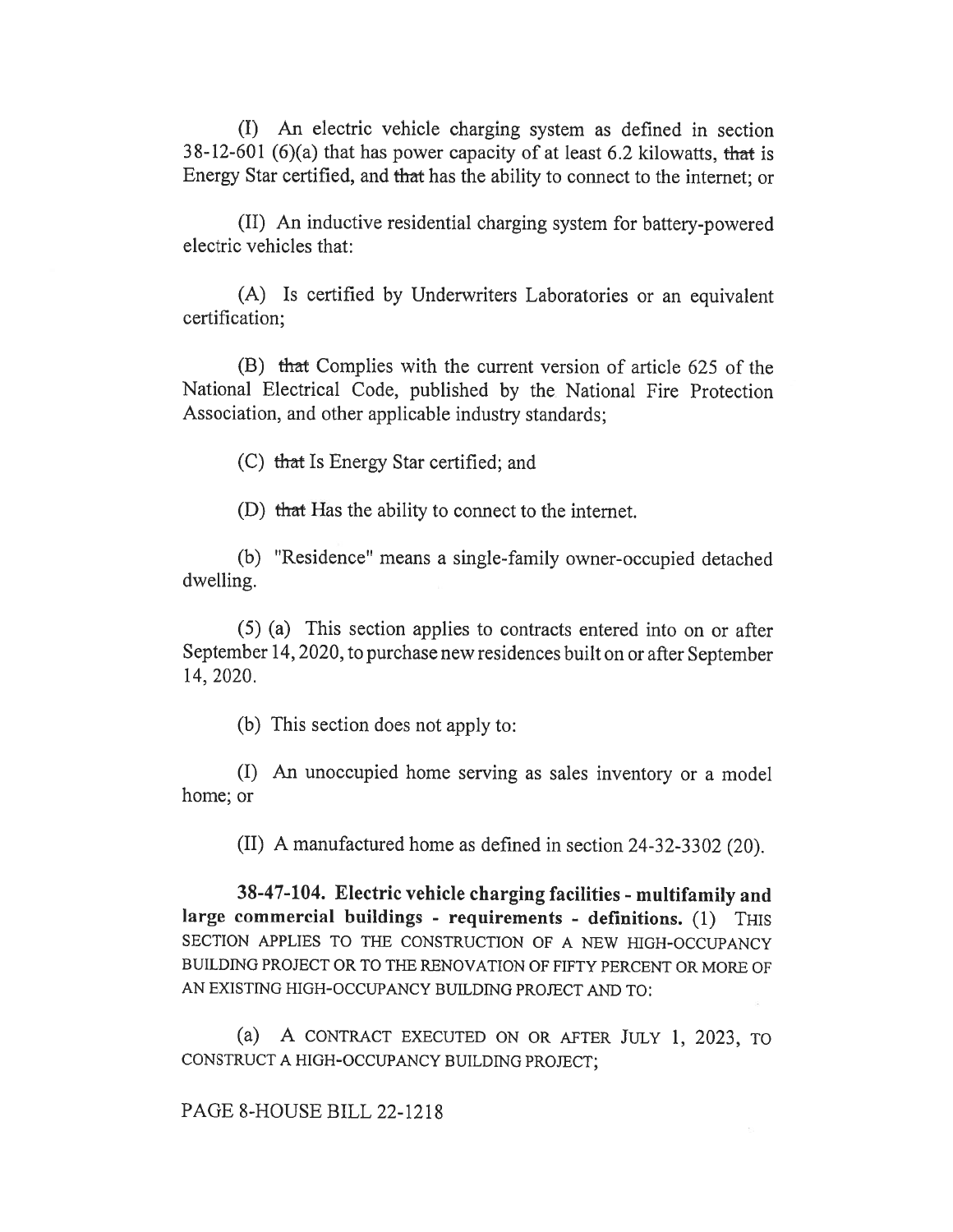(I) An electric vehicle charging system as defined in section 38-12-601 (6)(a) that has power capacity of at least 6.2 kilowatts, ~~that~~ is Energy Star certified, and ~~that~~ has the ability to connect to the internet; or

(II) An inductive residential charging system for battery-powered electric vehicles that:

(A) Is certified by Underwriters Laboratories or an equivalent certification;

(B) ~~that~~ Complies with the current version of article 625 of the National Electrical Code, published by the National Fire Protection Association, and other applicable industry standards;

(C) ~~that~~ Is Energy Star certified; and

(D) ~~that~~ Has the ability to connect to the internet.

(b) "Residence" means a single-family owner-occupied detached dwelling.

(5) (a) This section applies to contracts entered into on or after September 14, 2020, to purchase new residences built on or after September 14, 2020.

(b) This section does not apply to:

(I) An unoccupied home serving as sales inventory or a model home; or

(II) A manufactured home as defined in section 24-32-3302 (20).

**38-47-104. Electric vehicle charging facilities - multifamily and large commercial buildings - requirements - definitions.** (1) THIS SECTION APPLIES TO THE CONSTRUCTION OF A NEW HIGH-OCCUPANCY BUILDING PROJECT OR TO THE RENOVATION OF FIFTY PERCENT OR MORE OF AN EXISTING HIGH-OCCUPANCY BUILDING PROJECT AND TO:

(a) A CONTRACT EXECUTED ON OR AFTER JULY 1, 2023, TO CONSTRUCT A HIGH-OCCUPANCY BUILDING PROJECT;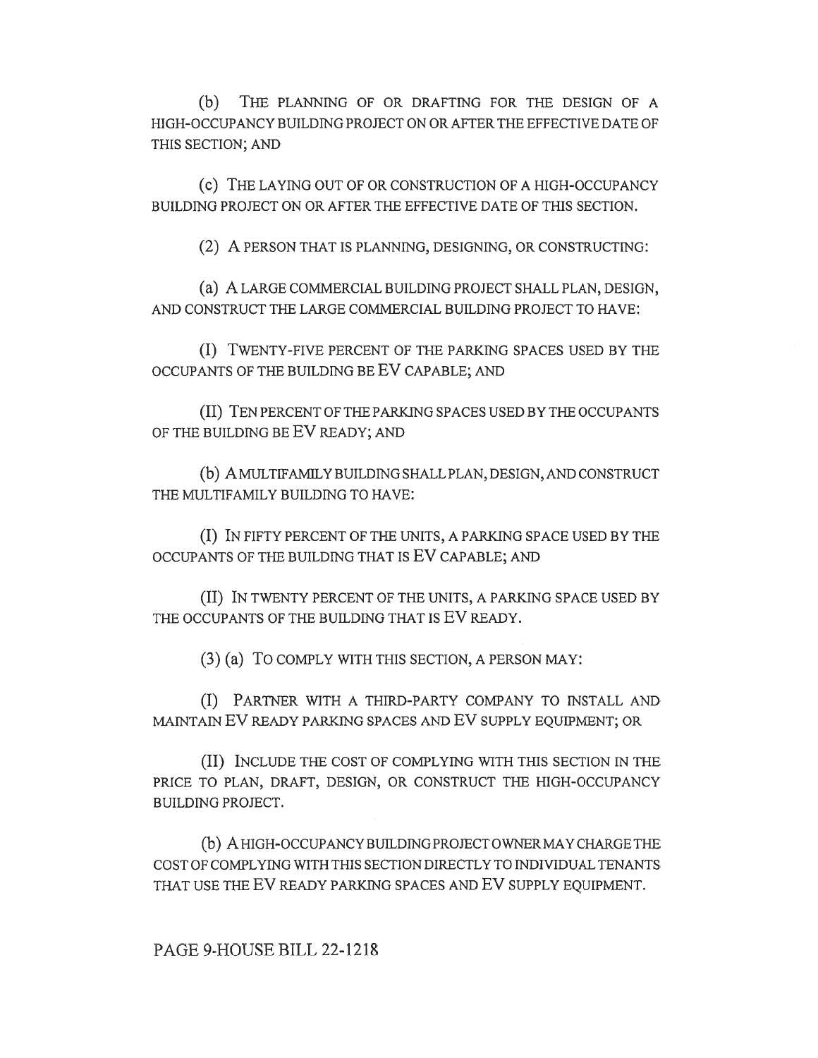(b) THE PLANNING OF OR DRAFTING FOR THE DESIGN OF A HIGH-OCCUPANCY BUILDING PROJECT ON OR AFTER THE EFFECTIVE DATE OF THIS SECTION; AND

(c) THE LAYING OUT OF OR CONSTRUCTION OF A HIGH-OCCUPANCY BUILDING PROJECT ON OR AFTER THE EFFECTIVE DATE OF THIS SECTION.

(2) A PERSON THAT IS PLANNING, DESIGNING, OR CONSTRUCTING:

(a) A LARGE COMMERCIAL BUILDING PROJECT SHALL PLAN, DESIGN, AND CONSTRUCT THE LARGE COMMERCIAL BUILDING PROJECT TO HAVE:

(I) TWENTY-FIVE PERCENT OF THE PARKING SPACES USED BY THE OCCUPANTS OF THE BUILDING BE EV CAPABLE; AND

(II) TEN PERCENT OF THE PARKING SPACES USED BY THE OCCUPANTS OF THE BUILDING BE EV READY; AND

(b) A MULTIFAMILY BUILDING SHALL PLAN, DESIGN, AND CONSTRUCT THE MULTIFAMILY BUILDING TO HAVE:

(I) IN FIFTY PERCENT OF THE UNITS, A PARKING SPACE USED BY THE OCCUPANTS OF THE BUILDING THAT IS EV CAPABLE; AND

(II) IN TWENTY PERCENT OF THE UNITS, A PARKING SPACE USED BY THE OCCUPANTS OF THE BUILDING THAT IS EV READY.

(3) (a) TO COMPLY WITH THIS SECTION, A PERSON MAY:

(I) PARTNER WITH A THIRD-PARTY COMPANY TO INSTALL AND MAINTAIN EV READY PARKING SPACES AND EV SUPPLY EQUIPMENT; OR

(II) INCLUDE THE COST OF COMPLYING WITH THIS SECTION IN THE PRICE TO PLAN, DRAFT, DESIGN, OR CONSTRUCT THE HIGH-OCCUPANCY BUILDING PROJECT.

(b) A HIGH-OCCUPANCY BUILDING PROJECT OWNER MAY CHARGE THE COST OF COMPLYING WITH THIS SECTION DIRECTLY TO INDIVIDUAL TENANTS THAT USE THE EV READY PARKING SPACES AND EV SUPPLY EQUIPMENT.

PAGE 9-HOUSE BILL 22-1218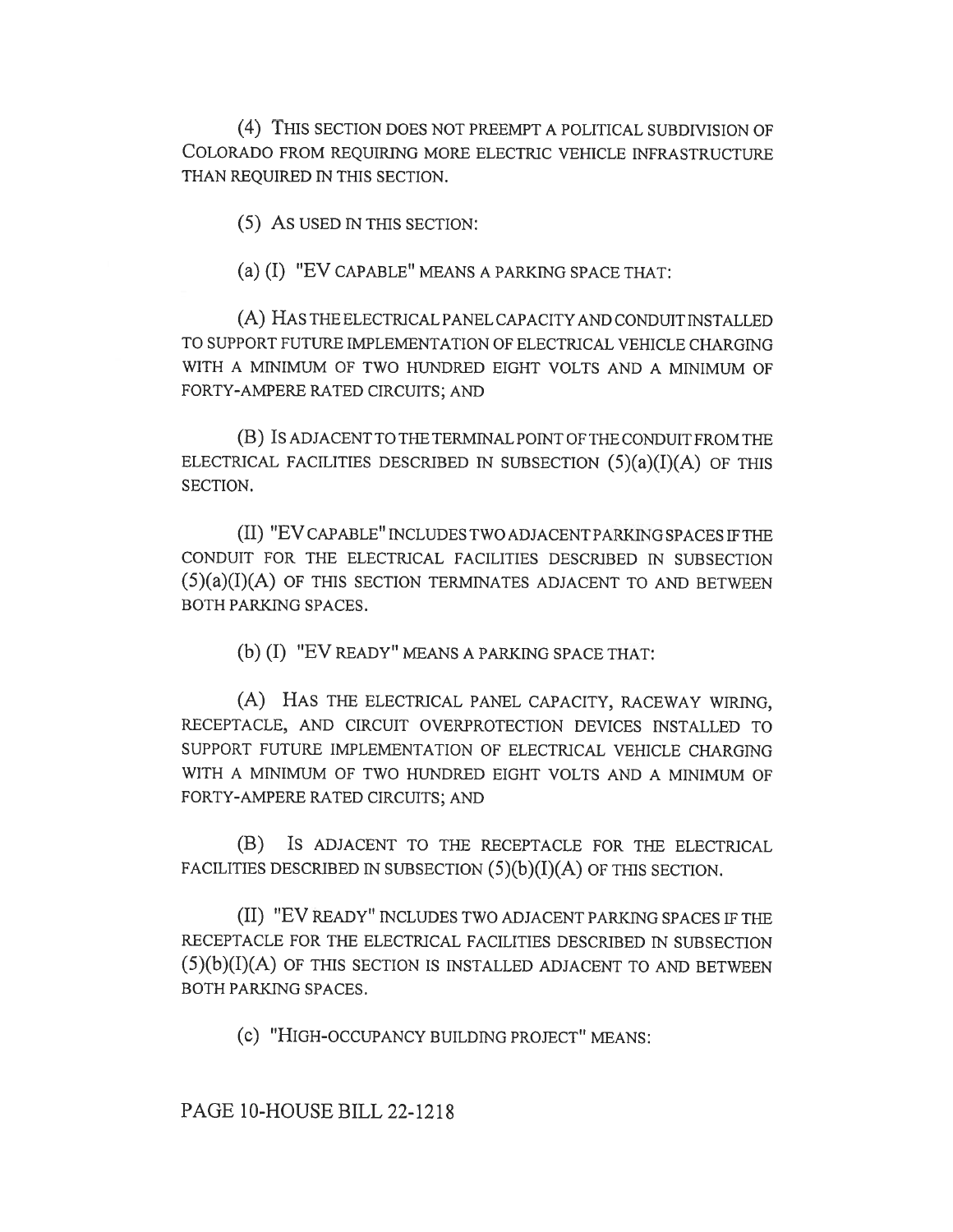(4) THIS SECTION DOES NOT PREEMPT A POLITICAL SUBDIVISION OF COLORADO FROM REQUIRING MORE ELECTRIC VEHICLE INFRASTRUCTURE THAN REQUIRED IN THIS SECTION.

(5) AS USED IN THIS SECTION:

(a) (I) "EV CAPABLE" MEANS A PARKING SPACE THAT:

(A) HAS THE ELECTRICAL PANEL CAPACITY AND CONDUIT INSTALLED TO SUPPORT FUTURE IMPLEMENTATION OF ELECTRICAL VEHICLE CHARGING WITH A MINIMUM OF TWO HUNDRED EIGHT VOLTS AND A MINIMUM OF FORTY-AMPERE RATED CIRCUITS; AND

(B) IS ADJACENT TO THE TERMINAL POINT OF THE CONDUIT FROM THE ELECTRICAL FACILITIES DESCRIBED IN SUBSECTION (5)(a)(I)(A) OF THIS SECTION.

(II) "EV CAPABLE" INCLUDES TWO ADJACENT PARKING SPACES IF THE CONDUIT FOR THE ELECTRICAL FACILITIES DESCRIBED IN SUBSECTION (5)(a)(I)(A) OF THIS SECTION TERMINATES ADJACENT TO AND BETWEEN BOTH PARKING SPACES.

(b) (I) "EV READY" MEANS A PARKING SPACE THAT:

(A) HAS THE ELECTRICAL PANEL CAPACITY, RACEWAY WIRING, RECEPTACLE, AND CIRCUIT OVERPROTECTION DEVICES INSTALLED TO SUPPORT FUTURE IMPLEMENTATION OF ELECTRICAL VEHICLE CHARGING WITH A MINIMUM OF TWO HUNDRED EIGHT VOLTS AND A MINIMUM OF FORTY-AMPERE RATED CIRCUITS; AND

(B) IS ADJACENT TO THE RECEPTACLE FOR THE ELECTRICAL FACILITIES DESCRIBED IN SUBSECTION (5)(b)(I)(A) OF THIS SECTION.

(II) "EV READY" INCLUDES TWO ADJACENT PARKING SPACES IF THE RECEPTACLE FOR THE ELECTRICAL FACILITIES DESCRIBED IN SUBSECTION (5)(b)(I)(A) OF THIS SECTION IS INSTALLED ADJACENT TO AND BETWEEN BOTH PARKING SPACES.

(c) "HIGH-OCCUPANCY BUILDING PROJECT" MEANS:

PAGE 10-HOUSE BILL 22-1218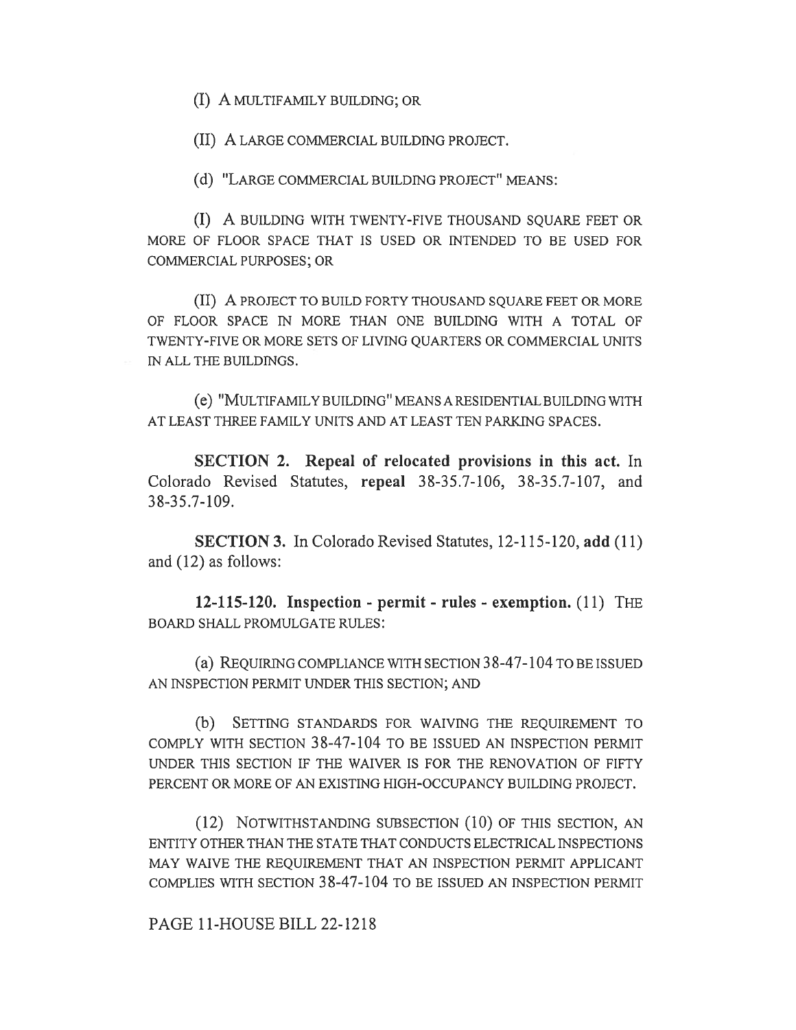(I) A MULTIFAMILY BUILDING; OR

(II) A LARGE COMMERCIAL BUILDING PROJECT.

(d) "LARGE COMMERCIAL BUILDING PROJECT" MEANS:

(I) A BUILDING WITH TWENTY-FIVE THOUSAND SQUARE FEET OR MORE OF FLOOR SPACE THAT IS USED OR INTENDED TO BE USED FOR COMMERCIAL PURPOSES; OR

(II) A PROJECT TO BUILD FORTY THOUSAND SQUARE FEET OR MORE OF FLOOR SPACE IN MORE THAN ONE BUILDING WITH A TOTAL OF TWENTY-FIVE OR MORE SETS OF LIVING QUARTERS OR COMMERCIAL UNITS IN ALL THE BUILDINGS.

(e) "MULTIFAMILY BUILDING" MEANS A RESIDENTIAL BUILDING WITH AT LEAST THREE FAMILY UNITS AND AT LEAST TEN PARKING SPACES.

**SECTION 2. Repeal of relocated provisions in this act.** In Colorado Revised Statutes, **repeal** 38-35.7-106, 38-35.7-107, and 38-35.7-109.

**SECTION 3.** In Colorado Revised Statutes, 12-115-120, **add** (11) and (12) as follows:

**12-115-120. Inspection - permit - rules - exemption.** (11) THE BOARD SHALL PROMULGATE RULES:

(a) REQUIRING COMPLIANCE WITH SECTION 38-47-104 TO BE ISSUED AN INSPECTION PERMIT UNDER THIS SECTION; AND

(b) SETTING STANDARDS FOR WAIVING THE REQUIREMENT TO COMPLY WITH SECTION 38-47-104 TO BE ISSUED AN INSPECTION PERMIT UNDER THIS SECTION IF THE WAIVER IS FOR THE RENOVATION OF FIFTY PERCENT OR MORE OF AN EXISTING HIGH-OCCUPANCY BUILDING PROJECT.

(12) NOTWITHSTANDING SUBSECTION (10) OF THIS SECTION, AN ENTITY OTHER THAN THE STATE THAT CONDUCTS ELECTRICAL INSPECTIONS MAY WAIVE THE REQUIREMENT THAT AN INSPECTION PERMIT APPLICANT COMPLIES WITH SECTION 38-47-104 TO BE ISSUED AN INSPECTION PERMIT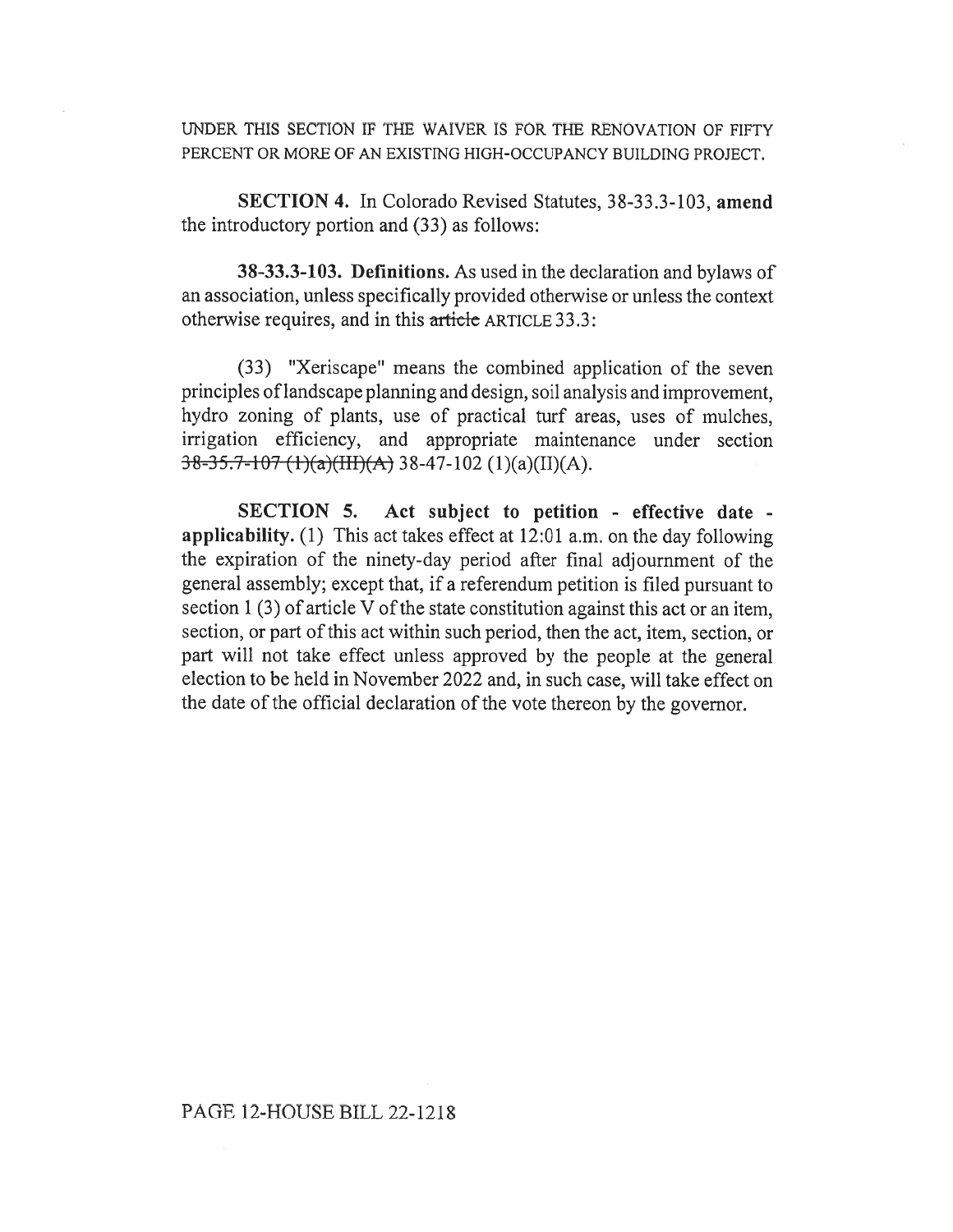UNDER THIS SECTION IF THE WAIVER IS FOR THE RENOVATION OF FIFTY PERCENT OR MORE OF AN EXISTING HIGH-OCCUPANCY BUILDING PROJECT.

**SECTION 4.** In Colorado Revised Statutes, 38-33.3-103, **amend** the introductory portion and (33) as follows:

**38-33.3-103. Definitions.** As used in the declaration and bylaws of an association, unless specifically provided otherwise or unless the context otherwise requires, and in this ~~article~~ ARTICLE 33.3:

(33) "Xeriscape" means the combined application of the seven principles of landscape planning and design, soil analysis and improvement, hydro zoning of plants, use of practical turf areas, uses of mulches, irrigation efficiency, and appropriate maintenance under section ~~38-35.7-107 (1)(a)(III)(A)~~ 38-47-102 (1)(a)(II)(A).

**SECTION 5. Act subject to petition - effective date - applicability.** (1) This act takes effect at 12:01 a.m. on the day following the expiration of the ninety-day period after final adjournment of the general assembly; except that, if a referendum petition is filed pursuant to section 1 (3) of article V of the state constitution against this act or an item, section, or part of this act within such period, then the act, item, section, or part will not take effect unless approved by the people at the general election to be held in November 2022 and, in such case, will take effect on the date of the official declaration of the vote thereon by the governor.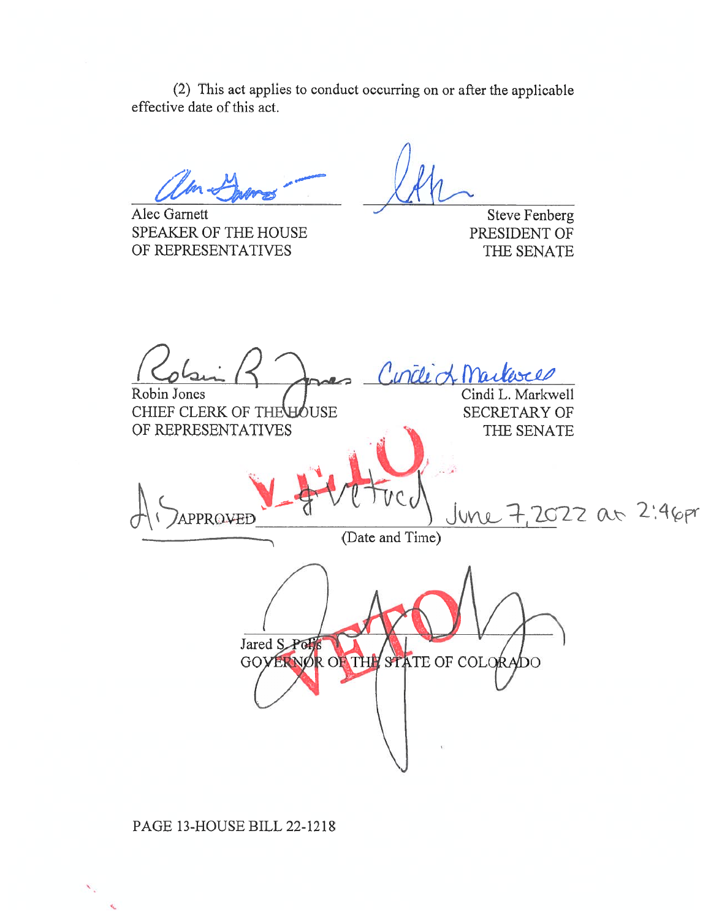(2) This act applies to conduct occurring on or after the applicable effective date of this act.

Alec Garnett
SPEAKER OF THE HOUSE
OF REPRESENTATIVES

Steve Fenberg
PRESIDENT OF
THE SENATE

Robin Jones
CHIEF CLERK OF THE HOUSE
OF REPRESENTATIVES

Cindi L. Markwell
SECRETARY OF
THE SENATE

DISAPPROVED VETO Vetoed June 7, 2022 at 2:46pm
(Date and Time)

VETO

Jared S. Polis
GOVERNOR OF THE STATE OF COLORADO

PAGE 13-HOUSE BILL 22-1218